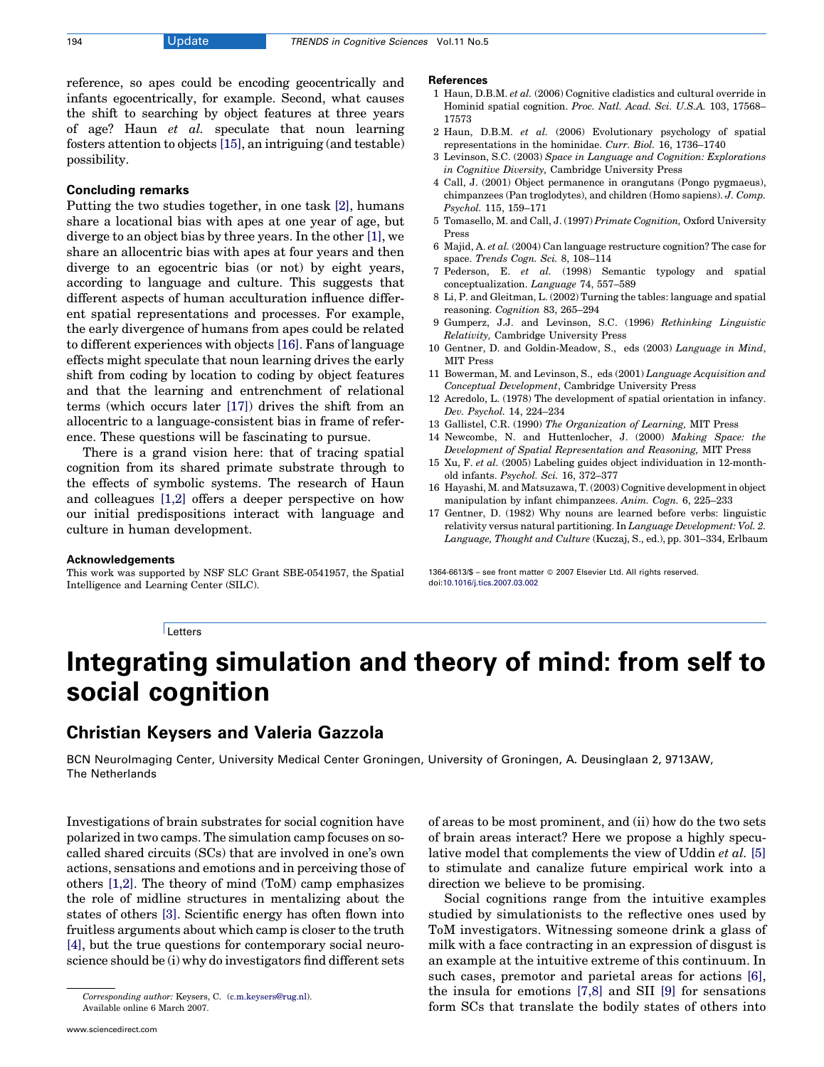reference, so apes could be encoding geocentrically and infants egocentrically, for example. Second, what causes the shift to searching by object features at three years of age? Haun *et al.* speculate that noun learning fosters attention to objects [15], an intriguing (and testable) possibility.

### Concluding remarks

Putting the two studies together, in one task [2], humans share a locational bias with apes at one year of age, but diverge to an object bias by three years. In the other [1], we share an allocentric bias with apes at four years and then diverge to an egocentric bias (or not) by eight years, according to language and culture. This suggests that different aspects of human acculturation influence different spatial representations and processes. For example, the early divergence of humans from apes could be related to different experiences with objects [16]. Fans of language effects might speculate that noun learning drives the early shift from coding by location to coding by object features and that the learning and entrenchment of relational terms (which occurs later [17]) drives the shift from an allocentric to a language-consistent bias in frame of reference. These questions will be fascinating to pursue.

There is a grand vision here: that of tracing spatial cognition from its shared primate substrate through to the effects of symbolic systems. The research of Haun and colleagues [1,2] offers a deeper perspective on how our initial predispositions interact with language and culture in human development.

### Acknowledgements

This work was supported by NSF SLC Grant SBE-0541957, the Spatial Intelligence and Learning Center (SILC).

### References

1 Haun, D.B.M. *et al.* (2006) Cognitive cladistics and cultural override in Hominid spatial cognition. *Proc. Natl. Acad. Sci. U.S.A.* 103, 17568–17573
2 Haun, D.B.M. *et al.* (2006) Evolutionary psychology of spatial representations in the hominidae. *Curr. Biol.* 16, 1736–1740
3 Levinson, S.C. (2003) *Space in Language and Cognition: Explorations in Cognitive Diversity,* Cambridge University Press
4 Call, J. (2001) Object permanence in orangutans (Pongo pygmaeus), chimpanzees (Pan troglodytes), and children (Homo sapiens). *J. Comp. Psychol.* 115, 159–171
5 Tomasello, M. and Call, J. (1997) *Primate Cognition,* Oxford University Press
6 Majid, A. *et al.* (2004) Can language restructure cognition? The case for space. *Trends Cogn. Sci.* 8, 108–114
7 Pederson, E. *et al.* (1998) Semantic typology and spatial conceptualization. *Language* 74, 557–589
8 Li, P. and Gleitman, L. (2002) Turning the tables: language and spatial reasoning. *Cognition* 83, 265–294
9 Gumperz, J.J. and Levinson, S.C. (1996) *Rethinking Linguistic Relativity,* Cambridge University Press
10 Gentner, D. and Goldin-Meadow, S., eds (2003) *Language in Mind*, MIT Press
11 Bowerman, M. and Levinson, S., eds (2001) *Language Acquisition and Conceptual Development*, Cambridge University Press
12 Acredolo, L. (1978) The development of spatial orientation in infancy. *Dev. Psychol.* 14, 224–234
13 Gallistel, C.R. (1990) *The Organization of Learning,* MIT Press
14 Newcombe, N. and Huttenlocher, J. (2000) *Making Space: the Development of Spatial Representation and Reasoning,* MIT Press
15 Xu, F. *et al.* (2005) Labeling guides object individuation in 12-month-old infants. *Psychol. Sci.* 16, 372–377
16 Hayashi, M. and Matsuzawa, T. (2003) Cognitive development in object manipulation by infant chimpanzees. *Anim. Cogn.* 6, 225–233
17 Gentner, D. (1982) Why nouns are learned before verbs: linguistic relativity versus natural partitioning. In *Language Development: Vol. 2. Language, Thought and Culture* (Kuczaj, S., ed.), pp. 301–334, Erlbaum

1364-6613/$ – see front matter © 2007 Elsevier Ltd. All rights reserved.
doi:10.1016/j.tics.2007.03.002

Letters

# Integrating simulation and theory of mind: from self to social cognition

## Christian Keysers and Valeria Gazzola

BCN NeuroImaging Center, University Medical Center Groningen, University of Groningen, A. Deusinglaan 2, 9713AW, The Netherlands

Investigations of brain substrates for social cognition have polarized in two camps. The simulation camp focuses on so-called shared circuits (SCs) that are involved in one's own actions, sensations and emotions and in perceiving those of others [1,2]. The theory of mind (ToM) camp emphasizes the role of midline structures in mentalizing about the states of others [3]. Scientific energy has often flown into fruitless arguments about which camp is closer to the truth [4], but the true questions for contemporary social neuroscience should be (i) why do investigators find different sets of areas to be most prominent, and (ii) how do the two sets of brain areas interact? Here we propose a highly speculative model that complements the view of Uddin *et al.* [5] to stimulate and canalize future empirical work into a direction we believe to be promising.

Social cognitions range from the intuitive examples studied by simulationists to the reflective ones used by ToM investigators. Witnessing someone drink a glass of milk with a face contracting in an expression of disgust is an example at the intuitive extreme of this continuum. In such cases, premotor and parietal areas for actions [6], the insula for emotions [7,8] and SII [9] for sensations form SCs that translate the bodily states of others into

*Corresponding author:* Keysers, C. (c.m.keysers@rug.nl).
Available online 6 March 2007.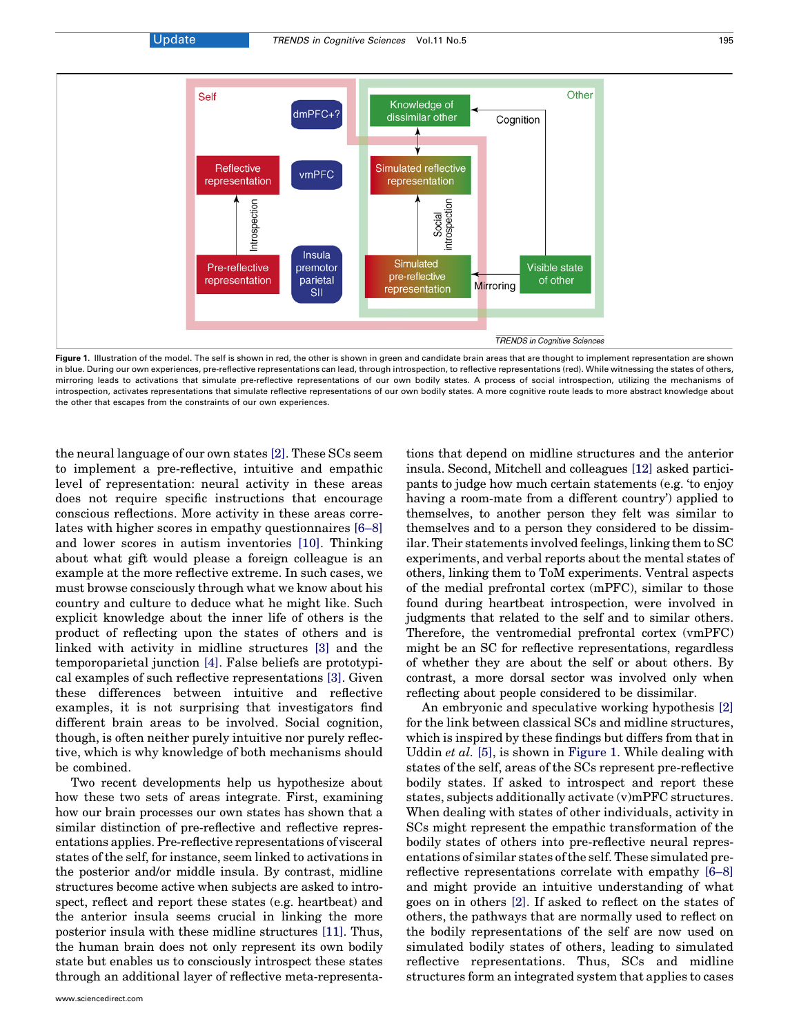Self

Other

dmPFC+?

Knowledge of dissimilar other

Cognition

Reflective representation

vmPFC

Simulated reflective representation

Introspection

Social introspection

Pre-reflective representation

Insula premotor parietal SII

Simulated pre-reflective representation

Mirroring

Visible state of other

**Figure 1.** Illustration of the model. The self is shown in red, the other is shown in green and candidate brain areas that are thought to implement representation are shown in blue. During our own experiences, pre-reflective representations can lead, through introspection, to reflective representations (red). While witnessing the states of others, mirroring leads to activations that simulate pre-reflective representations of our own bodily states. A process of social introspection, utilizing the mechanisms of introspection, activates representations that simulate reflective representations of our own bodily states. A more cognitive route leads to more abstract knowledge about the other that escapes from the constraints of our own experiences.

the neural language of our own states [2]. These SCs seem to implement a pre-reflective, intuitive and empathic level of representation: neural activity in these areas does not require specific instructions that encourage conscious reflections. More activity in these areas correlates with higher scores in empathy questionnaires [6–8] and lower scores in autism inventories [10]. Thinking about what gift would please a foreign colleague is an example at the more reflective extreme. In such cases, we must browse consciously through what we know about his country and culture to deduce what he might like. Such explicit knowledge about the inner life of others is the product of reflecting upon the states of others and is linked with activity in midline structures [3] and the temporoparietal junction [4]. False beliefs are prototypical examples of such reflective representations [3]. Given these differences between intuitive and reflective examples, it is not surprising that investigators find different brain areas to be involved. Social cognition, though, is often neither purely intuitive nor purely reflective, which is why knowledge of both mechanisms should be combined.

Two recent developments help us hypothesize about how these two sets of areas integrate. First, examining how our brain processes our own states has shown that a similar distinction of pre-reflective and reflective representations applies. Pre-reflective representations of visceral states of the self, for instance, seem linked to activations in the posterior and/or middle insula. By contrast, midline structures become active when subjects are asked to introspect, reflect and report these states (e.g. heartbeat) and the anterior insula seems crucial in linking the more posterior insula with these midline structures [11]. Thus, the human brain does not only represent its own bodily state but enables us to consciously introspect these states through an additional layer of reflective meta-representations that depend on midline structures and the anterior insula. Second, Mitchell and colleagues [12] asked participants to judge how much certain statements (e.g. 'to enjoy having a room-mate from a different country') applied to themselves, to another person they felt was similar to themselves and to a person they considered to be dissimilar. Their statements involved feelings, linking them to SC experiments, and verbal reports about the mental states of others, linking them to ToM experiments. Ventral aspects of the medial prefrontal cortex (mPFC), similar to those found during heartbeat introspection, were involved in judgments that related to the self and to similar others. Therefore, the ventromedial prefrontal cortex (vmPFC) might be an SC for reflective representations, regardless of whether they are about the self or about others. By contrast, a more dorsal sector was involved only when reflecting about people considered to be dissimilar.

An embryonic and speculative working hypothesis [2] for the link between classical SCs and midline structures, which is inspired by these findings but differs from that in Uddin *et al.* [5], is shown in Figure 1. While dealing with states of the self, areas of the SCs represent pre-reflective bodily states. If asked to introspect and report these states, subjects additionally activate (v)mPFC structures. When dealing with states of other individuals, activity in SCs might represent the empathic transformation of the bodily states of others into pre-reflective neural representations of similar states of the self. These simulated pre-reflective representations correlate with empathy [6–8] and might provide an intuitive understanding of what goes on in others [2]. If asked to reflect on the states of others, the pathways that are normally used to reflect on the bodily representations of the self are now used on simulated bodily states of others, leading to simulated reflective representations. Thus, SCs and midline structures form an integrated system that applies to cases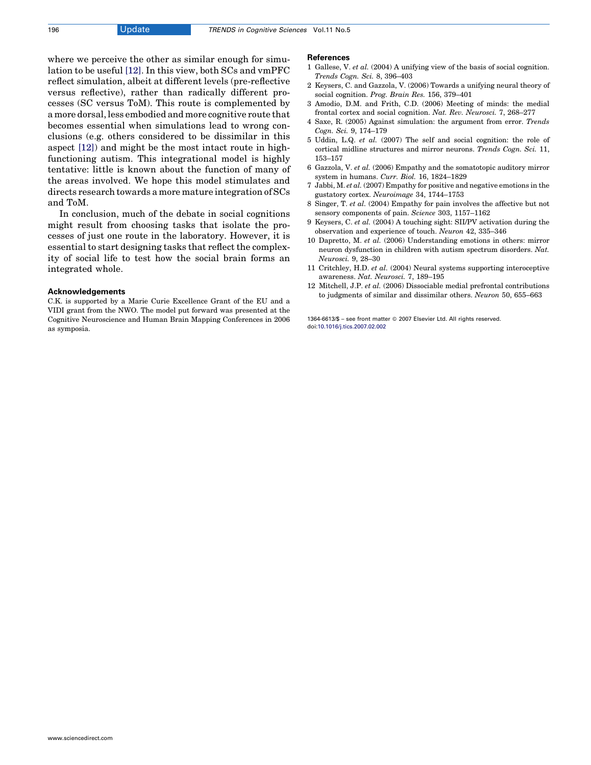where we perceive the other as similar enough for simulation to be useful [12]. In this view, both SCs and vmPFC reflect simulation, albeit at different levels (pre-reflective versus reflective), rather than radically different processes (SC versus ToM). This route is complemented by a more dorsal, less embodied and more cognitive route that becomes essential when simulations lead to wrong conclusions (e.g. others considered to be dissimilar in this aspect [12]) and might be the most intact route in high-functioning autism. This integrational model is highly tentative: little is known about the function of many of the areas involved. We hope this model stimulates and directs research towards a more mature integration of SCs and ToM.

In conclusion, much of the debate in social cognitions might result from choosing tasks that isolate the processes of just one route in the laboratory. However, it is essential to start designing tasks that reflect the complexity of social life to test how the social brain forms an integrated whole.

### Acknowledgements

C.K. is supported by a Marie Curie Excellence Grant of the EU and a VIDI grant from the NWO. The model put forward was presented at the Cognitive Neuroscience and Human Brain Mapping Conferences in 2006 as symposia.

### References

1 Gallese, V. *et al.* (2004) A unifying view of the basis of social cognition. *Trends Cogn. Sci.* 8, 396–403

2 Keysers, C. and Gazzola, V. (2006) Towards a unifying neural theory of social cognition. *Prog. Brain Res.* 156, 379–401

3 Amodio, D.M. and Frith, C.D. (2006) Meeting of minds: the medial frontal cortex and social cognition. *Nat. Rev. Neurosci.* 7, 268–277

4 Saxe, R. (2005) Against simulation: the argument from error. *Trends Cogn. Sci.* 9, 174–179

5 Uddin, L.Q. *et al.* (2007) The self and social cognition: the role of cortical midline structures and mirror neurons. *Trends Cogn. Sci.* 11, 153–157

6 Gazzola, V. *et al.* (2006) Empathy and the somatotopic auditory mirror system in humans. *Curr. Biol.* 16, 1824–1829

7 Jabbi, M. *et al.* (2007) Empathy for positive and negative emotions in the gustatory cortex. *Neuroimage* 34, 1744–1753

8 Singer, T. *et al.* (2004) Empathy for pain involves the affective but not sensory components of pain. *Science* 303, 1157–1162

9 Keysers, C. *et al.* (2004) A touching sight: SII/PV activation during the observation and experience of touch. *Neuron* 42, 335–346

10 Dapretto, M. *et al.* (2006) Understanding emotions in others: mirror neuron dysfunction in children with autism spectrum disorders. *Nat. Neurosci.* 9, 28–30

11 Critchley, H.D. *et al.* (2004) Neural systems supporting interoceptive awareness. *Nat. Neurosci.* 7, 189–195

12 Mitchell, J.P. *et al.* (2006) Dissociable medial prefrontal contributions to judgments of similar and dissimilar others. *Neuron* 50, 655–663

1364-6613/$ – see front matter © 2007 Elsevier Ltd. All rights reserved.
doi:10.1016/j.tics.2007.02.002